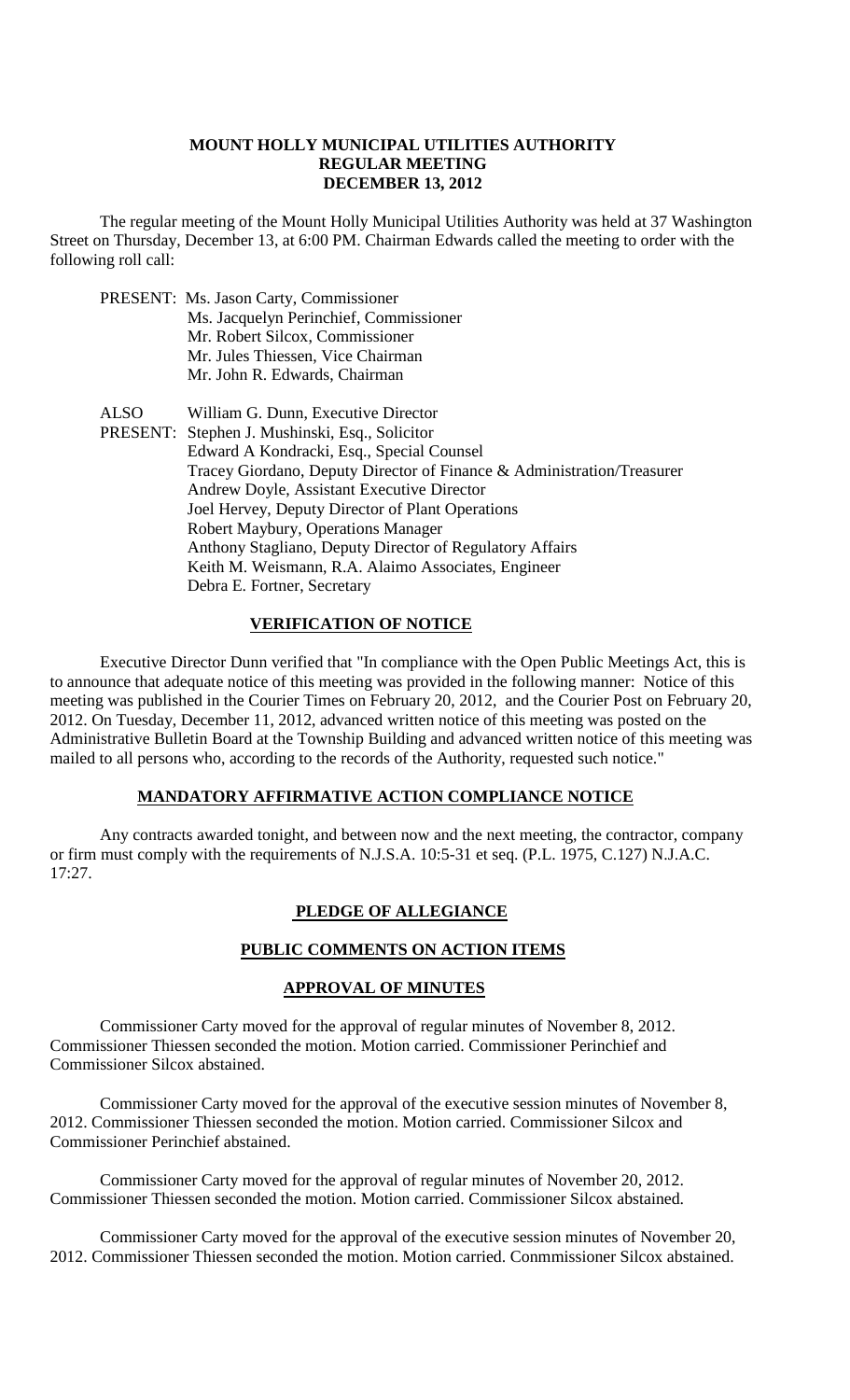# MOUNT HOLLY MUNICIPAL UTILITIES AUTHORITY
## REGULAR MEETING
## DECEMBER 13, 2012

The regular meeting of the Mount Holly Municipal Utilities Authority was held at 37 Washington Street on Thursday, December 13, at 6:00 PM. Chairman Edwards called the meeting to order with the following roll call:

PRESENT: Ms. Jason Carty, Commissioner
Ms. Jacquelyn Perinchief, Commissioner
Mr. Robert Silcox, Commissioner
Mr. Jules Thiessen, Vice Chairman
Mr. John R. Edwards, Chairman

ALSO PRESENT: William G. Dunn, Executive Director
Stephen J. Mushinski, Esq., Solicitor
Edward A Kondracki, Esq., Special Counsel
Tracey Giordano, Deputy Director of Finance & Administration/Treasurer
Andrew Doyle, Assistant Executive Director
Joel Hervey, Deputy Director of Plant Operations
Robert Maybury, Operations Manager
Anthony Stagliano, Deputy Director of Regulatory Affairs
Keith M. Weismann, R.A. Alaimo Associates, Engineer
Debra E. Fortner, Secretary

**VERIFICATION OF NOTICE**

Executive Director Dunn verified that "In compliance with the Open Public Meetings Act, this is to announce that adequate notice of this meeting was provided in the following manner: Notice of this meeting was published in the Courier Times on February 20, 2012, and the Courier Post on February 20, 2012. On Tuesday, December 11, 2012, advanced written notice of this meeting was posted on the Administrative Bulletin Board at the Township Building and advanced written notice of this meeting was mailed to all persons who, according to the records of the Authority, requested such notice."

**MANDATORY AFFIRMATIVE ACTION COMPLIANCE NOTICE**

Any contracts awarded tonight, and between now and the next meeting, the contractor, company or firm must comply with the requirements of N.J.S.A. 10:5-31 et seq. (P.L. 1975, C.127) N.J.A.C. 17:27.

**PLEDGE OF ALLEGIANCE**

**PUBLIC COMMENTS ON ACTION ITEMS**

**APPROVAL OF MINUTES**

Commissioner Carty moved for the approval of regular minutes of November 8, 2012. Commissioner Thiessen seconded the motion. Motion carried. Commissioner Perinchief and Commissioner Silcox abstained.

Commissioner Carty moved for the approval of the executive session minutes of November 8, 2012. Commissioner Thiessen seconded the motion. Motion carried. Commissioner Silcox and Commissioner Perinchief abstained.

Commissioner Carty moved for the approval of regular minutes of November 20, 2012. Commissioner Thiessen seconded the motion. Motion carried. Commissioner Silcox abstained.

Commissioner Carty moved for the approval of the executive session minutes of November 20, 2012. Commissioner Thiessen seconded the motion. Motion carried. Conmmissioner Silcox abstained.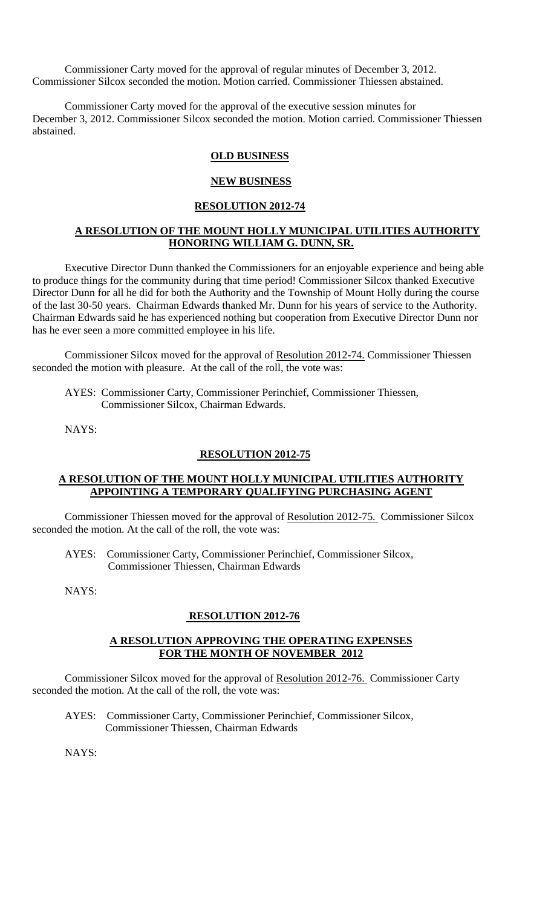Commissioner Carty moved for the approval of regular minutes of December 3, 2012. Commissioner Silcox seconded the motion. Motion carried. Commissioner Thiessen abstained.

Commissioner Carty moved for the approval of the executive session minutes for December 3, 2012. Commissioner Silcox seconded the motion. Motion carried. Commissioner Thiessen abstained.

**OLD BUSINESS**

**NEW BUSINESS**

**RESOLUTION 2012-74**

**A RESOLUTION OF THE MOUNT HOLLY MUNICIPAL UTILITIES AUTHORITY HONORING WILLIAM G. DUNN, SR.**

Executive Director Dunn thanked the Commissioners for an enjoyable experience and being able to produce things for the community during that time period! Commissioner Silcox thanked Executive Director Dunn for all he did for both the Authority and the Township of Mount Holly during the course of the last 30-50 years. Chairman Edwards thanked Mr. Dunn for his years of service to the Authority. Chairman Edwards said he has experienced nothing but cooperation from Executive Director Dunn nor has he ever seen a more committed employee in his life.

Commissioner Silcox moved for the approval of Resolution 2012-74. Commissioner Thiessen seconded the motion with pleasure. At the call of the roll, the vote was:

AYES: Commissioner Carty, Commissioner Perinchief, Commissioner Thiessen, Commissioner Silcox, Chairman Edwards.

NAYS:

**RESOLUTION 2012-75**

**A RESOLUTION OF THE MOUNT HOLLY MUNICIPAL UTILITIES AUTHORITY APPOINTING A TEMPORARY QUALIFYING PURCHASING AGENT**

Commissioner Thiessen moved for the approval of Resolution 2012-75. Commissioner Silcox seconded the motion. At the call of the roll, the vote was:

AYES: Commissioner Carty, Commissioner Perinchief, Commissioner Silcox, Commissioner Thiessen, Chairman Edwards

NAYS:

**RESOLUTION 2012-76**

**A RESOLUTION APPROVING THE OPERATING EXPENSES FOR THE MONTH OF NOVEMBER 2012**

Commissioner Silcox moved for the approval of Resolution 2012-76. Commissioner Carty seconded the motion. At the call of the roll, the vote was:

AYES: Commissioner Carty, Commissioner Perinchief, Commissioner Silcox, Commissioner Thiessen, Chairman Edwards

NAYS: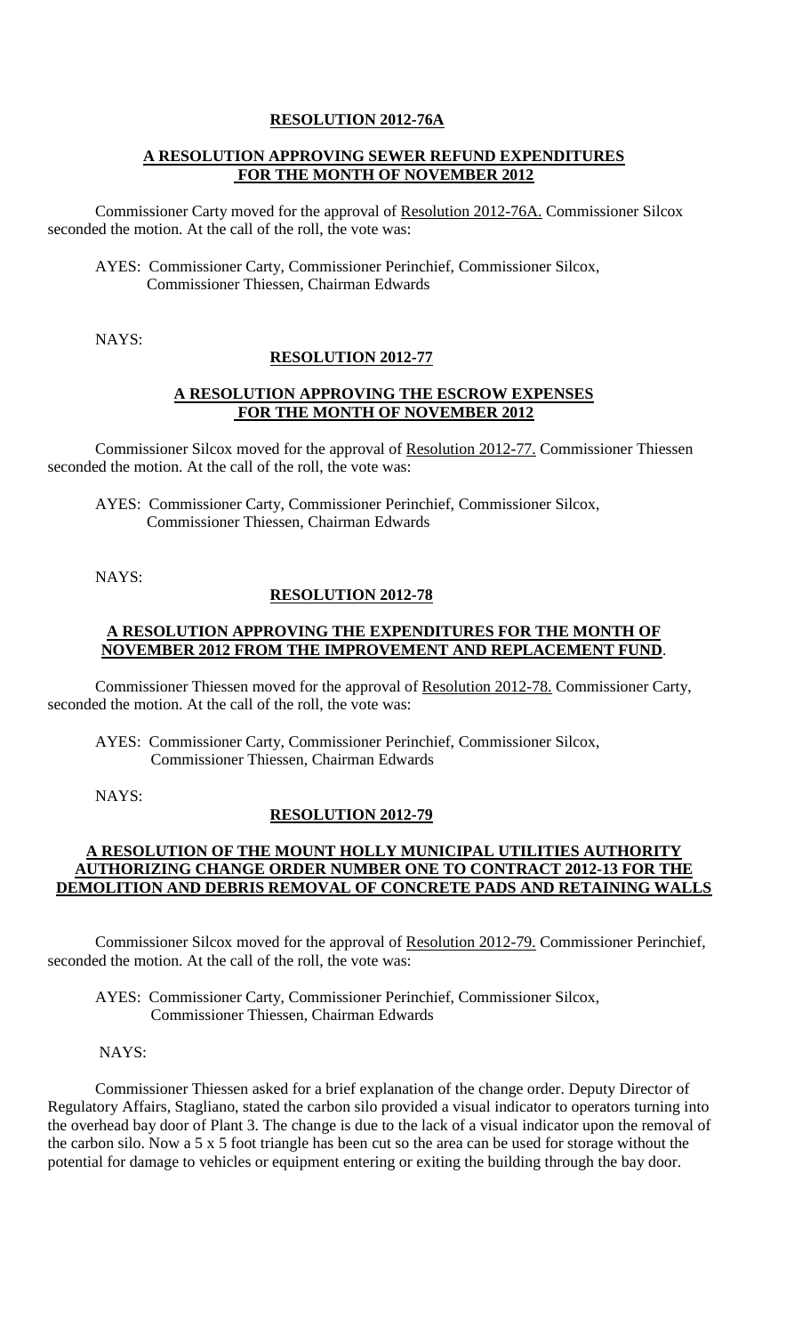**RESOLUTION 2012-76A**

**A RESOLUTION APPROVING SEWER REFUND EXPENDITURES FOR THE MONTH OF NOVEMBER 2012**

Commissioner Carty moved for the approval of Resolution 2012-76A. Commissioner Silcox seconded the motion. At the call of the roll, the vote was:

AYES: Commissioner Carty, Commissioner Perinchief, Commissioner Silcox, Commissioner Thiessen, Chairman Edwards

NAYS:

**RESOLUTION 2012-77**

**A RESOLUTION APPROVING THE ESCROW EXPENSES FOR THE MONTH OF NOVEMBER 2012**

Commissioner Silcox moved for the approval of Resolution 2012-77. Commissioner Thiessen seconded the motion. At the call of the roll, the vote was:

AYES: Commissioner Carty, Commissioner Perinchief, Commissioner Silcox, Commissioner Thiessen, Chairman Edwards

NAYS:

**RESOLUTION 2012-78**

**A RESOLUTION APPROVING THE EXPENDITURES FOR THE MONTH OF NOVEMBER 2012 FROM THE IMPROVEMENT AND REPLACEMENT FUND.**

Commissioner Thiessen moved for the approval of Resolution 2012-78. Commissioner Carty, seconded the motion. At the call of the roll, the vote was:

AYES: Commissioner Carty, Commissioner Perinchief, Commissioner Silcox, Commissioner Thiessen, Chairman Edwards

NAYS:

**RESOLUTION 2012-79**

**A RESOLUTION OF THE MOUNT HOLLY MUNICIPAL UTILITIES AUTHORITY AUTHORIZING CHANGE ORDER NUMBER ONE TO CONTRACT 2012-13 FOR THE DEMOLITION AND DEBRIS REMOVAL OF CONCRETE PADS AND RETAINING WALLS**

Commissioner Silcox moved for the approval of Resolution 2012-79. Commissioner Perinchief, seconded the motion. At the call of the roll, the vote was:

AYES: Commissioner Carty, Commissioner Perinchief, Commissioner Silcox, Commissioner Thiessen, Chairman Edwards

NAYS:

Commissioner Thiessen asked for a brief explanation of the change order. Deputy Director of Regulatory Affairs, Stagliano, stated the carbon silo provided a visual indicator to operators turning into the overhead bay door of Plant 3. The change is due to the lack of a visual indicator upon the removal of the carbon silo. Now a 5 x 5 foot triangle has been cut so the area can be used for storage without the potential for damage to vehicles or equipment entering or exiting the building through the bay door.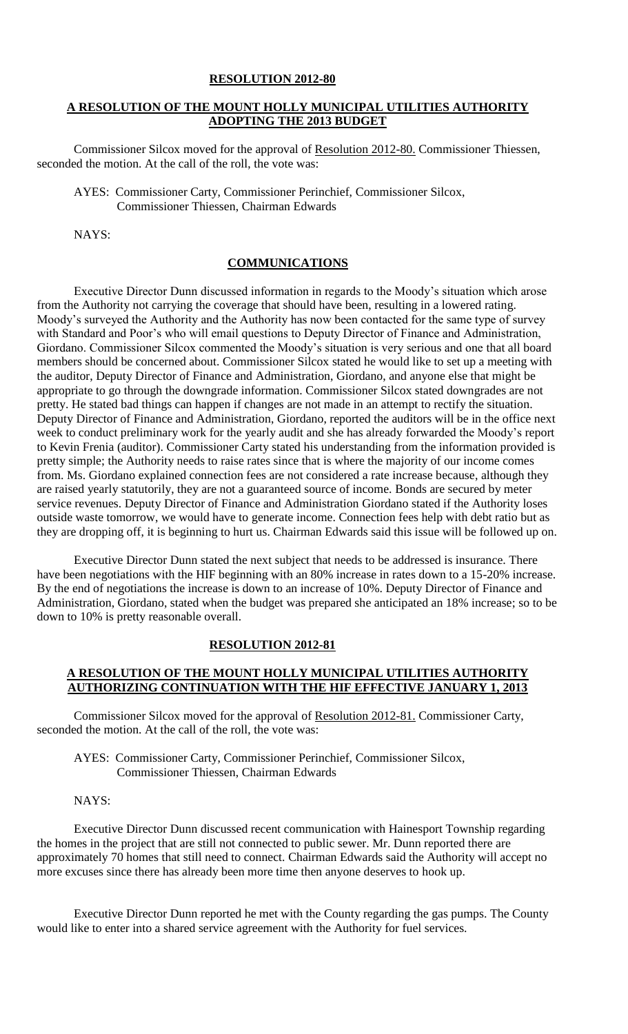**RESOLUTION 2012-80**

**A RESOLUTION OF THE MOUNT HOLLY MUNICIPAL UTILITIES AUTHORITY ADOPTING THE 2013 BUDGET**

Commissioner Silcox moved for the approval of Resolution 2012-80. Commissioner Thiessen, seconded the motion. At the call of the roll, the vote was:

AYES: Commissioner Carty, Commissioner Perinchief, Commissioner Silcox, Commissioner Thiessen, Chairman Edwards

NAYS:

**COMMUNICATIONS**

Executive Director Dunn discussed information in regards to the Moody's situation which arose from the Authority not carrying the coverage that should have been, resulting in a lowered rating. Moody's surveyed the Authority and the Authority has now been contacted for the same type of survey with Standard and Poor's who will email questions to Deputy Director of Finance and Administration, Giordano. Commissioner Silcox commented the Moody's situation is very serious and one that all board members should be concerned about. Commissioner Silcox stated he would like to set up a meeting with the auditor, Deputy Director of Finance and Administration, Giordano, and anyone else that might be appropriate to go through the downgrade information. Commissioner Silcox stated downgrades are not pretty. He stated bad things can happen if changes are not made in an attempt to rectify the situation. Deputy Director of Finance and Administration, Giordano, reported the auditors will be in the office next week to conduct preliminary work for the yearly audit and she has already forwarded the Moody's report to Kevin Frenia (auditor). Commissioner Carty stated his understanding from the information provided is pretty simple; the Authority needs to raise rates since that is where the majority of our income comes from. Ms. Giordano explained connection fees are not considered a rate increase because, although they are raised yearly statutorily, they are not a guaranteed source of income. Bonds are secured by meter service revenues. Deputy Director of Finance and Administration Giordano stated if the Authority loses outside waste tomorrow, we would have to generate income. Connection fees help with debt ratio but as they are dropping off, it is beginning to hurt us. Chairman Edwards said this issue will be followed up on.

Executive Director Dunn stated the next subject that needs to be addressed is insurance. There have been negotiations with the HIF beginning with an 80% increase in rates down to a 15-20% increase. By the end of negotiations the increase is down to an increase of 10%. Deputy Director of Finance and Administration, Giordano, stated when the budget was prepared she anticipated an 18% increase; so to be down to 10% is pretty reasonable overall.

**RESOLUTION 2012-81**

**A RESOLUTION OF THE MOUNT HOLLY MUNICIPAL UTILITIES AUTHORITY AUTHORIZING CONTINUATION WITH THE HIF EFFECTIVE JANUARY 1, 2013**

Commissioner Silcox moved for the approval of Resolution 2012-81. Commissioner Carty, seconded the motion. At the call of the roll, the vote was:

AYES: Commissioner Carty, Commissioner Perinchief, Commissioner Silcox, Commissioner Thiessen, Chairman Edwards

NAYS:

Executive Director Dunn discussed recent communication with Hainesport Township regarding the homes in the project that are still not connected to public sewer. Mr. Dunn reported there are approximately 70 homes that still need to connect. Chairman Edwards said the Authority will accept no more excuses since there has already been more time then anyone deserves to hook up.

Executive Director Dunn reported he met with the County regarding the gas pumps. The County would like to enter into a shared service agreement with the Authority for fuel services.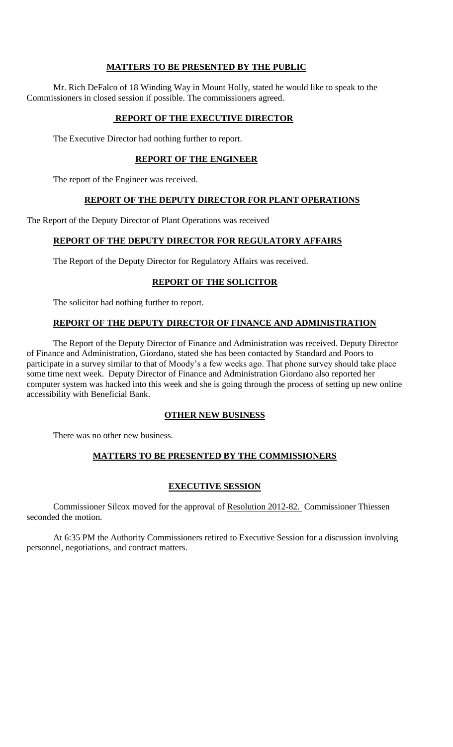**MATTERS TO BE PRESENTED BY THE PUBLIC**

Mr. Rich DeFalco of 18 Winding Way in Mount Holly, stated he would like to speak to the Commissioners in closed session if possible. The commissioners agreed.

**REPORT OF THE EXECUTIVE DIRECTOR**

The Executive Director had nothing further to report.

**REPORT OF THE ENGINEER**

The report of the Engineer was received.

**REPORT OF THE DEPUTY DIRECTOR FOR PLANT OPERATIONS**

The Report of the Deputy Director of Plant Operations was received

**REPORT OF THE DEPUTY DIRECTOR FOR REGULATORY AFFAIRS**

The Report of the Deputy Director for Regulatory Affairs was received.

**REPORT OF THE SOLICITOR**

The solicitor had nothing further to report.

**REPORT OF THE DEPUTY DIRECTOR OF FINANCE AND ADMINISTRATION**

The Report of the Deputy Director of Finance and Administration was received. Deputy Director of Finance and Administration, Giordano, stated she has been contacted by Standard and Poors to participate in a survey similar to that of Moody's a few weeks ago. That phone survey should take place some time next week. Deputy Director of Finance and Administration Giordano also reported her computer system was hacked into this week and she is going through the process of setting up new online accessibility with Beneficial Bank.

**OTHER NEW BUSINESS**

There was no other new business.

**MATTERS TO BE PRESENTED BY THE COMMISSIONERS**

**EXECUTIVE SESSION**

Commissioner Silcox moved for the approval of Resolution 2012-82. Commissioner Thiessen seconded the motion.

At 6:35 PM the Authority Commissioners retired to Executive Session for a discussion involving personnel, negotiations, and contract matters.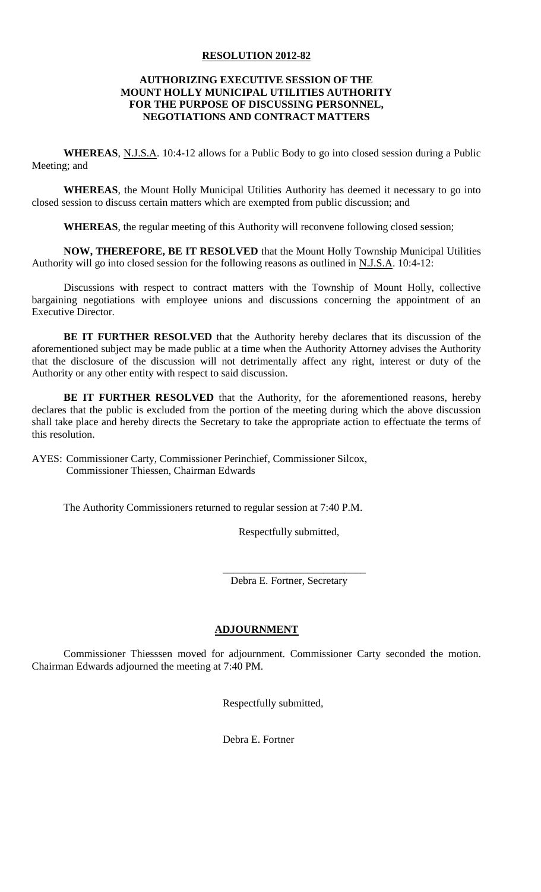**RESOLUTION 2012-82**

**AUTHORIZING EXECUTIVE SESSION OF THE MOUNT HOLLY MUNICIPAL UTILITIES AUTHORITY FOR THE PURPOSE OF DISCUSSING PERSONNEL, NEGOTIATIONS AND CONTRACT MATTERS**

**WHEREAS**, N.J.S.A. 10:4-12 allows for a Public Body to go into closed session during a Public Meeting; and

**WHEREAS**, the Mount Holly Municipal Utilities Authority has deemed it necessary to go into closed session to discuss certain matters which are exempted from public discussion; and

**WHEREAS**, the regular meeting of this Authority will reconvene following closed session;

**NOW, THEREFORE, BE IT RESOLVED** that the Mount Holly Township Municipal Utilities Authority will go into closed session for the following reasons as outlined in N.J.S.A. 10:4-12:

Discussions with respect to contract matters with the Township of Mount Holly, collective bargaining negotiations with employee unions and discussions concerning the appointment of an Executive Director.

**BE IT FURTHER RESOLVED** that the Authority hereby declares that its discussion of the aforementioned subject may be made public at a time when the Authority Attorney advises the Authority that the disclosure of the discussion will not detrimentally affect any right, interest or duty of the Authority or any other entity with respect to said discussion.

**BE IT FURTHER RESOLVED** that the Authority, for the aforementioned reasons, hereby declares that the public is excluded from the portion of the meeting during which the above discussion shall take place and hereby directs the Secretary to take the appropriate action to effectuate the terms of this resolution.

AYES: Commissioner Carty, Commissioner Perinchief, Commissioner Silcox, Commissioner Thiessen, Chairman Edwards

The Authority Commissioners returned to regular session at 7:40 P.M.

Respectfully submitted,

\_\_\_\_\_\_\_\_\_\_\_\_\_\_\_\_\_\_\_\_\_\_\_\_\_\_\_

Debra E. Fortner, Secretary

**ADJOURNMENT**

Commissioner Thiesssen moved for adjournment. Commissioner Carty seconded the motion. Chairman Edwards adjourned the meeting at 7:40 PM.

Respectfully submitted,

Debra E. Fortner